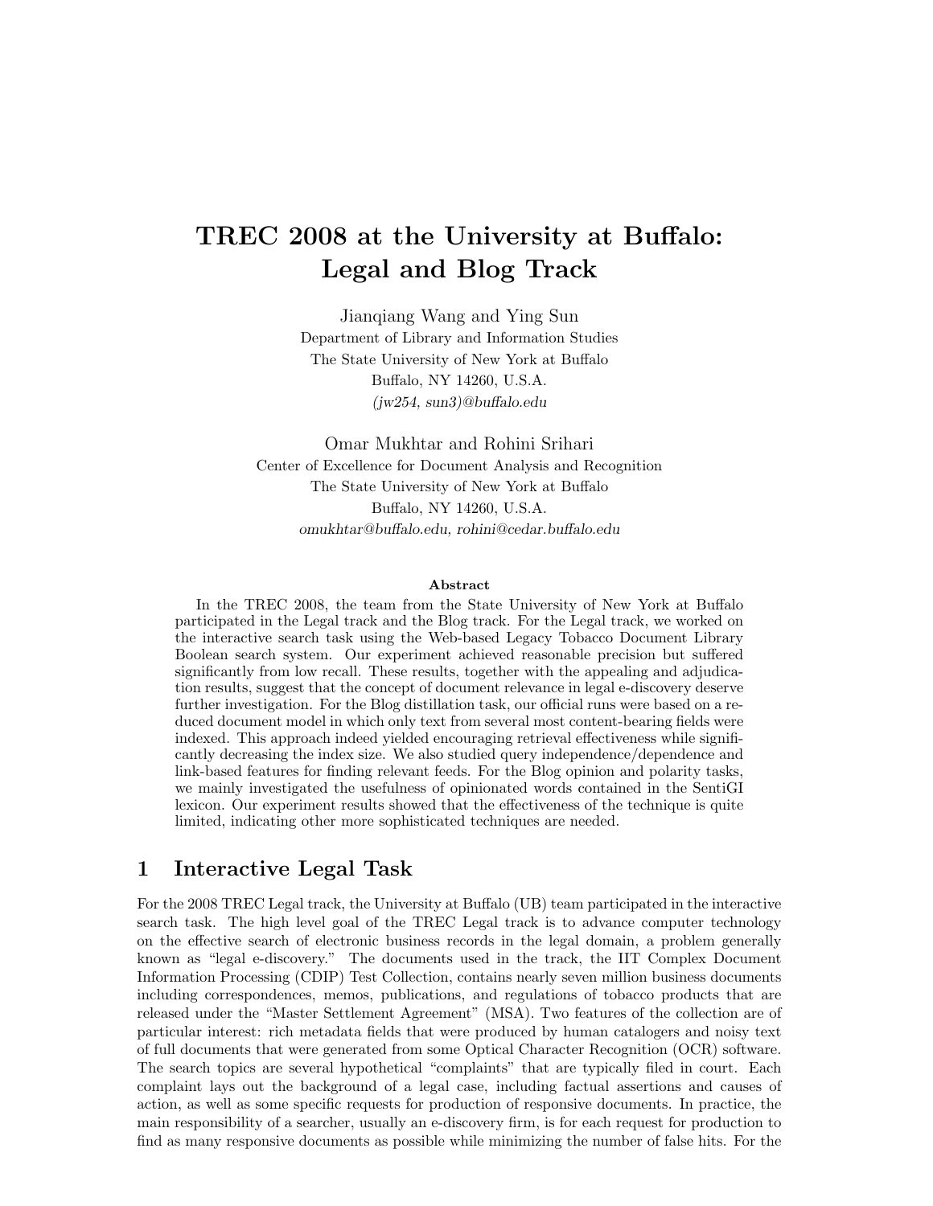# TREC 2008 at the University at Buffalo: Legal and Blog Track

Jianqiang Wang and Ying Sun
Department of Library and Information Studies
The State University of New York at Buffalo
Buffalo, NY 14260, U.S.A.
*(jw254, sun3)@buffalo.edu*

Omar Mukhtar and Rohini Srihari
Center of Excellence for Document Analysis and Recognition
The State University of New York at Buffalo
Buffalo, NY 14260, U.S.A.
*omukhtar@buffalo.edu, rohini@cedar.buffalo.edu*

**Abstract**

In the TREC 2008, the team from the State University of New York at Buffalo participated in the Legal track and the Blog track. For the Legal track, we worked on the interactive search task using the Web-based Legacy Tobacco Document Library Boolean search system. Our experiment achieved reasonable precision but suffered significantly from low recall. These results, together with the appealing and adjudication results, suggest that the concept of document relevance in legal e-discovery deserve further investigation. For the Blog distillation task, our official runs were based on a reduced document model in which only text from several most content-bearing fields were indexed. This approach indeed yielded encouraging retrieval effectiveness while significantly decreasing the index size. We also studied query independence/dependence and link-based features for finding relevant feeds. For the Blog opinion and polarity tasks, we mainly investigated the usefulness of opinionated words contained in the SentiGI lexicon. Our experiment results showed that the effectiveness of the technique is quite limited, indicating other more sophisticated techniques are needed.

## 1 Interactive Legal Task

For the 2008 TREC Legal track, the University at Buffalo (UB) team participated in the interactive search task. The high level goal of the TREC Legal track is to advance computer technology on the effective search of electronic business records in the legal domain, a problem generally known as "legal e-discovery." The documents used in the track, the IIT Complex Document Information Processing (CDIP) Test Collection, contains nearly seven million business documents including correspondences, memos, publications, and regulations of tobacco products that are released under the "Master Settlement Agreement" (MSA). Two features of the collection are of particular interest: rich metadata fields that were produced by human catalogers and noisy text of full documents that were generated from some Optical Character Recognition (OCR) software. The search topics are several hypothetical "complaints" that are typically filed in court. Each complaint lays out the background of a legal case, including factual assertions and causes of action, as well as some specific requests for production of responsive documents. In practice, the main responsibility of a searcher, usually an e-discovery firm, is for each request for production to find as many responsive documents as possible while minimizing the number of false hits. For the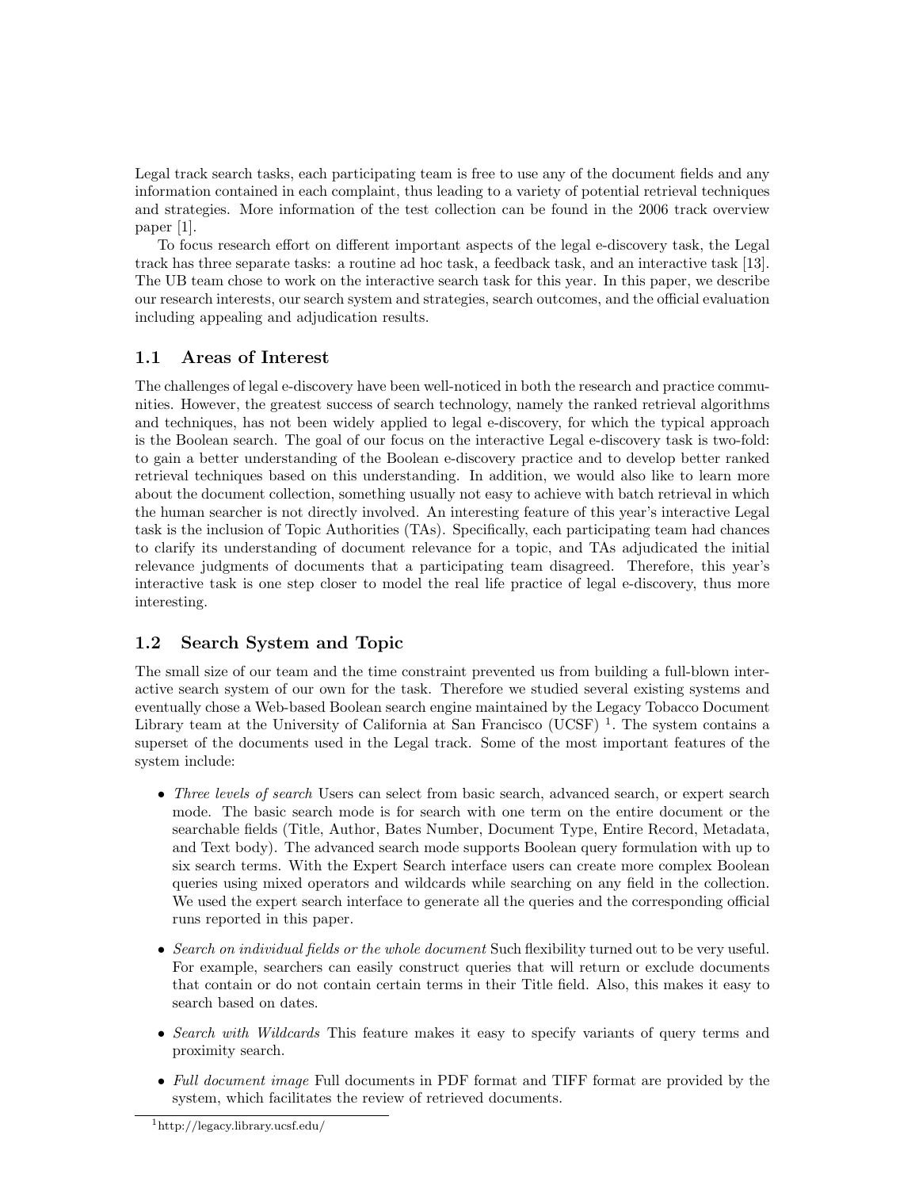Legal track search tasks, each participating team is free to use any of the document fields and any information contained in each complaint, thus leading to a variety of potential retrieval techniques and strategies. More information of the test collection can be found in the 2006 track overview paper [1].

To focus research effort on different important aspects of the legal e-discovery task, the Legal track has three separate tasks: a routine ad hoc task, a feedback task, and an interactive task [13]. The UB team chose to work on the interactive search task for this year. In this paper, we describe our research interests, our search system and strategies, search outcomes, and the official evaluation including appealing and adjudication results.

## 1.1 Areas of Interest

The challenges of legal e-discovery have been well-noticed in both the research and practice communities. However, the greatest success of search technology, namely the ranked retrieval algorithms and techniques, has not been widely applied to legal e-discovery, for which the typical approach is the Boolean search. The goal of our focus on the interactive Legal e-discovery task is two-fold: to gain a better understanding of the Boolean e-discovery practice and to develop better ranked retrieval techniques based on this understanding. In addition, we would also like to learn more about the document collection, something usually not easy to achieve with batch retrieval in which the human searcher is not directly involved. An interesting feature of this year's interactive Legal task is the inclusion of Topic Authorities (TAs). Specifically, each participating team had chances to clarify its understanding of document relevance for a topic, and TAs adjudicated the initial relevance judgments of documents that a participating team disagreed. Therefore, this year's interactive task is one step closer to model the real life practice of legal e-discovery, thus more interesting.

## 1.2 Search System and Topic

The small size of our team and the time constraint prevented us from building a full-blown interactive search system of our own for the task. Therefore we studied several existing systems and eventually chose a Web-based Boolean search engine maintained by the Legacy Tobacco Document Library team at the University of California at San Francisco (UCSF) [1]. The system contains a superset of the documents used in the Legal track. Some of the most important features of the system include:

- *Three levels of search* Users can select from basic search, advanced search, or expert search mode. The basic search mode is for search with one term on the entire document or the searchable fields (Title, Author, Bates Number, Document Type, Entire Record, Metadata, and Text body). The advanced search mode supports Boolean query formulation with up to six search terms. With the Expert Search interface users can create more complex Boolean queries using mixed operators and wildcards while searching on any field in the collection. We used the expert search interface to generate all the queries and the corresponding official runs reported in this paper.
- *Search on individual fields or the whole document* Such flexibility turned out to be very useful. For example, searchers can easily construct queries that will return or exclude documents that contain or do not contain certain terms in their Title field. Also, this makes it easy to search based on dates.
- *Search with Wildcards* This feature makes it easy to specify variants of query terms and proximity search.
- *Full document image* Full documents in PDF format and TIFF format are provided by the system, which facilitates the review of retrieved documents.

[1] http://legacy.library.ucsf.edu/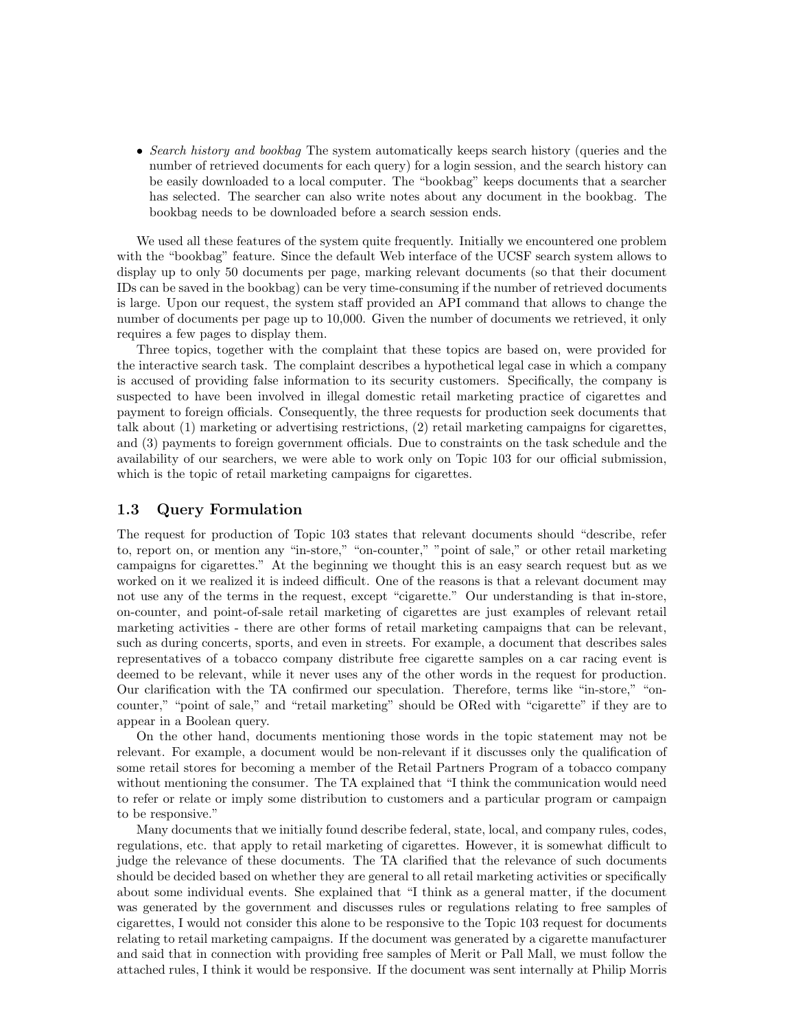- *Search history and bookbag* The system automatically keeps search history (queries and the number of retrieved documents for each query) for a login session, and the search history can be easily downloaded to a local computer. The "bookbag" keeps documents that a searcher has selected. The searcher can also write notes about any document in the bookbag. The bookbag needs to be downloaded before a search session ends.

We used all these features of the system quite frequently. Initially we encountered one problem with the "bookbag" feature. Since the default Web interface of the UCSF search system allows to display up to only 50 documents per page, marking relevant documents (so that their document IDs can be saved in the bookbag) can be very time-consuming if the number of retrieved documents is large. Upon our request, the system staff provided an API command that allows to change the number of documents per page up to 10,000. Given the number of documents we retrieved, it only requires a few pages to display them.

Three topics, together with the complaint that these topics are based on, were provided for the interactive search task. The complaint describes a hypothetical legal case in which a company is accused of providing false information to its security customers. Specifically, the company is suspected to have been involved in illegal domestic retail marketing practice of cigarettes and payment to foreign officials. Consequently, the three requests for production seek documents that talk about (1) marketing or advertising restrictions, (2) retail marketing campaigns for cigarettes, and (3) payments to foreign government officials. Due to constraints on the task schedule and the availability of our searchers, we were able to work only on Topic 103 for our official submission, which is the topic of retail marketing campaigns for cigarettes.

### 1.3 Query Formulation

The request for production of Topic 103 states that relevant documents should "describe, refer to, report on, or mention any "in-store," "on-counter," "point of sale," or other retail marketing campaigns for cigarettes." At the beginning we thought this is an easy search request but as we worked on it we realized it is indeed difficult. One of the reasons is that a relevant document may not use any of the terms in the request, except "cigarette." Our understanding is that in-store, on-counter, and point-of-sale retail marketing of cigarettes are just examples of relevant retail marketing activities - there are other forms of retail marketing campaigns that can be relevant, such as during concerts, sports, and even in streets. For example, a document that describes sales representatives of a tobacco company distribute free cigarette samples on a car racing event is deemed to be relevant, while it never uses any of the other words in the request for production. Our clarification with the TA confirmed our speculation. Therefore, terms like "in-store," "on-counter," "point of sale," and "retail marketing" should be ORed with "cigarette" if they are to appear in a Boolean query.

On the other hand, documents mentioning those words in the topic statement may not be relevant. For example, a document would be non-relevant if it discusses only the qualification of some retail stores for becoming a member of the Retail Partners Program of a tobacco company without mentioning the consumer. The TA explained that "I think the communication would need to refer or relate or imply some distribution to customers and a particular program or campaign to be responsive."

Many documents that we initially found describe federal, state, local, and company rules, codes, regulations, etc. that apply to retail marketing of cigarettes. However, it is somewhat difficult to judge the relevance of these documents. The TA clarified that the relevance of such documents should be decided based on whether they are general to all retail marketing activities or specifically about some individual events. She explained that "I think as a general matter, if the document was generated by the government and discusses rules or regulations relating to free samples of cigarettes, I would not consider this alone to be responsive to the Topic 103 request for documents relating to retail marketing campaigns. If the document was generated by a cigarette manufacturer and said that in connection with providing free samples of Merit or Pall Mall, we must follow the attached rules, I think it would be responsive. If the document was sent internally at Philip Morris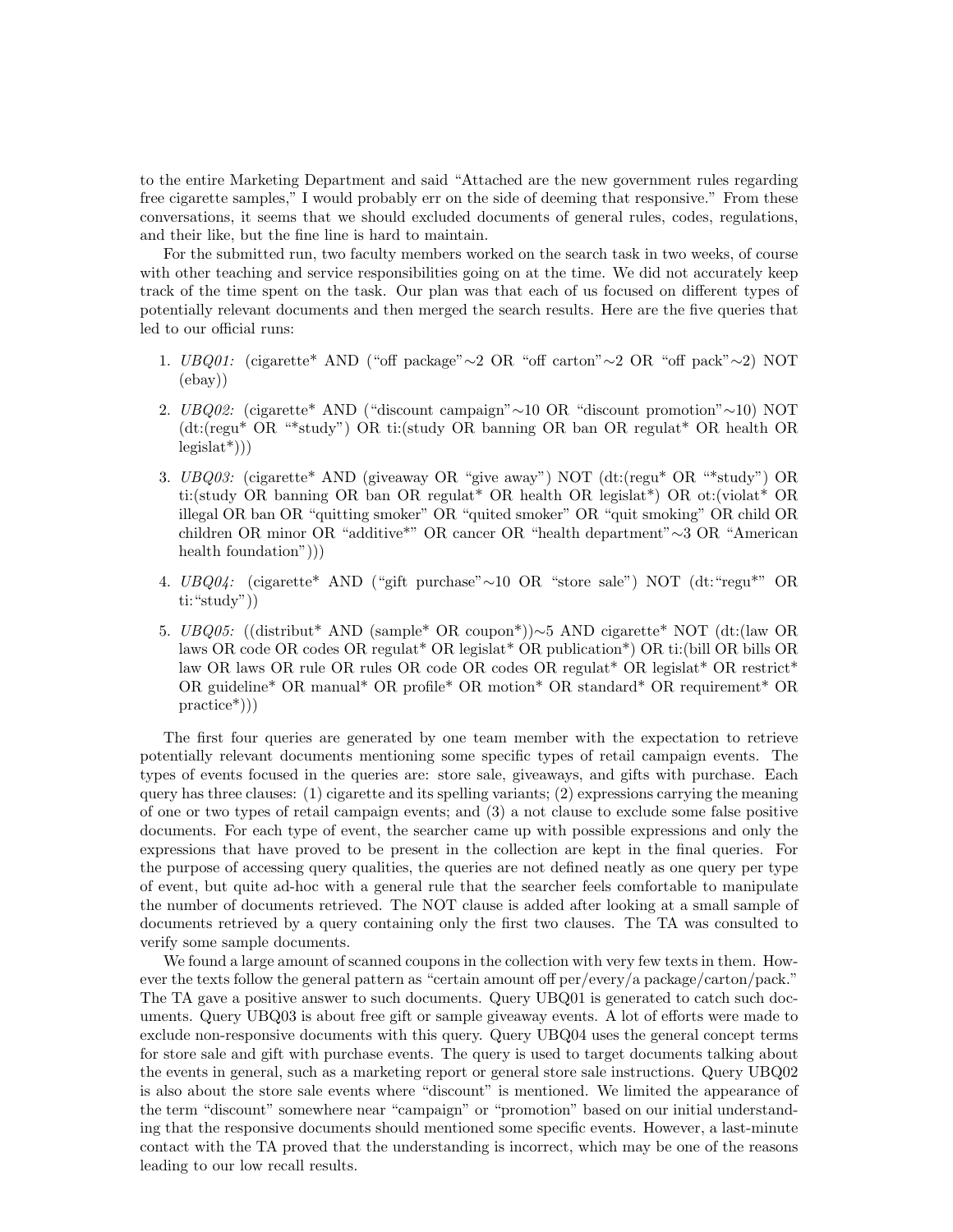to the entire Marketing Department and said "Attached are the new government rules regarding free cigarette samples," I would probably err on the side of deeming that responsive." From these conversations, it seems that we should excluded documents of general rules, codes, regulations, and their like, but the fine line is hard to maintain.

For the submitted run, two faculty members worked on the search task in two weeks, of course with other teaching and service responsibilities going on at the time. We did not accurately keep track of the time spent on the task. Our plan was that each of us focused on different types of potentially relevant documents and then merged the search results. Here are the five queries that led to our official runs:

1. *UBQ01:* (cigarette* AND ("off package"~2 OR "off carton"~2 OR "off pack"~2) NOT (ebay))
2. *UBQ02:* (cigarette* AND ("discount campaign"~10 OR "discount promotion"~10) NOT (dt:(regu* OR "*study") OR ti:(study OR banning OR ban OR regulat* OR health OR legislat*)))
3. *UBQ03:* (cigarette* AND (giveaway OR "give away") NOT (dt:(regu* OR "*study") OR ti:(study OR banning OR ban OR regulat* OR health OR legislat*) OR ot:(violat* OR illegal OR ban OR "quitting smoker" OR "quited smoker" OR "quit smoking" OR child OR children OR minor OR "additive*" OR cancer OR "health department"~3 OR "American health foundation")))
4. *UBQ04:* (cigarette* AND ("gift purchase"~10 OR "store sale") NOT (dt:"regu*" OR ti:"study"))
5. *UBQ05:* ((distribut* AND (sample* OR coupon*))~5 AND cigarette* NOT (dt:(law OR laws OR code OR codes OR regulat* OR legislat* OR publication*) OR ti:(bill OR bills OR law OR laws OR rule OR rules OR code OR codes OR regulat* OR legislat* OR restrict* OR guideline* OR manual* OR profile* OR motion* OR standard* OR requirement* OR practice*)))

The first four queries are generated by one team member with the expectation to retrieve potentially relevant documents mentioning some specific types of retail campaign events. The types of events focused in the queries are: store sale, giveaways, and gifts with purchase. Each query has three clauses: (1) cigarette and its spelling variants; (2) expressions carrying the meaning of one or two types of retail campaign events; and (3) a not clause to exclude some false positive documents. For each type of event, the searcher came up with possible expressions and only the expressions that have proved to be present in the collection are kept in the final queries. For the purpose of accessing query qualities, the queries are not defined neatly as one query per type of event, but quite ad-hoc with a general rule that the searcher feels comfortable to manipulate the number of documents retrieved. The NOT clause is added after looking at a small sample of documents retrieved by a query containing only the first two clauses. The TA was consulted to verify some sample documents.

We found a large amount of scanned coupons in the collection with very few texts in them. However the texts follow the general pattern as "certain amount off per/every/a package/carton/pack." The TA gave a positive answer to such documents. Query UBQ01 is generated to catch such documents. Query UBQ03 is about free gift or sample giveaway events. A lot of efforts were made to exclude non-responsive documents with this query. Query UBQ04 uses the general concept terms for store sale and gift with purchase events. The query is used to target documents talking about the events in general, such as a marketing report or general store sale instructions. Query UBQ02 is also about the store sale events where "discount" is mentioned. We limited the appearance of the term "discount" somewhere near "campaign" or "promotion" based on our initial understanding that the responsive documents should mentioned some specific events. However, a last-minute contact with the TA proved that the understanding is incorrect, which may be one of the reasons leading to our low recall results.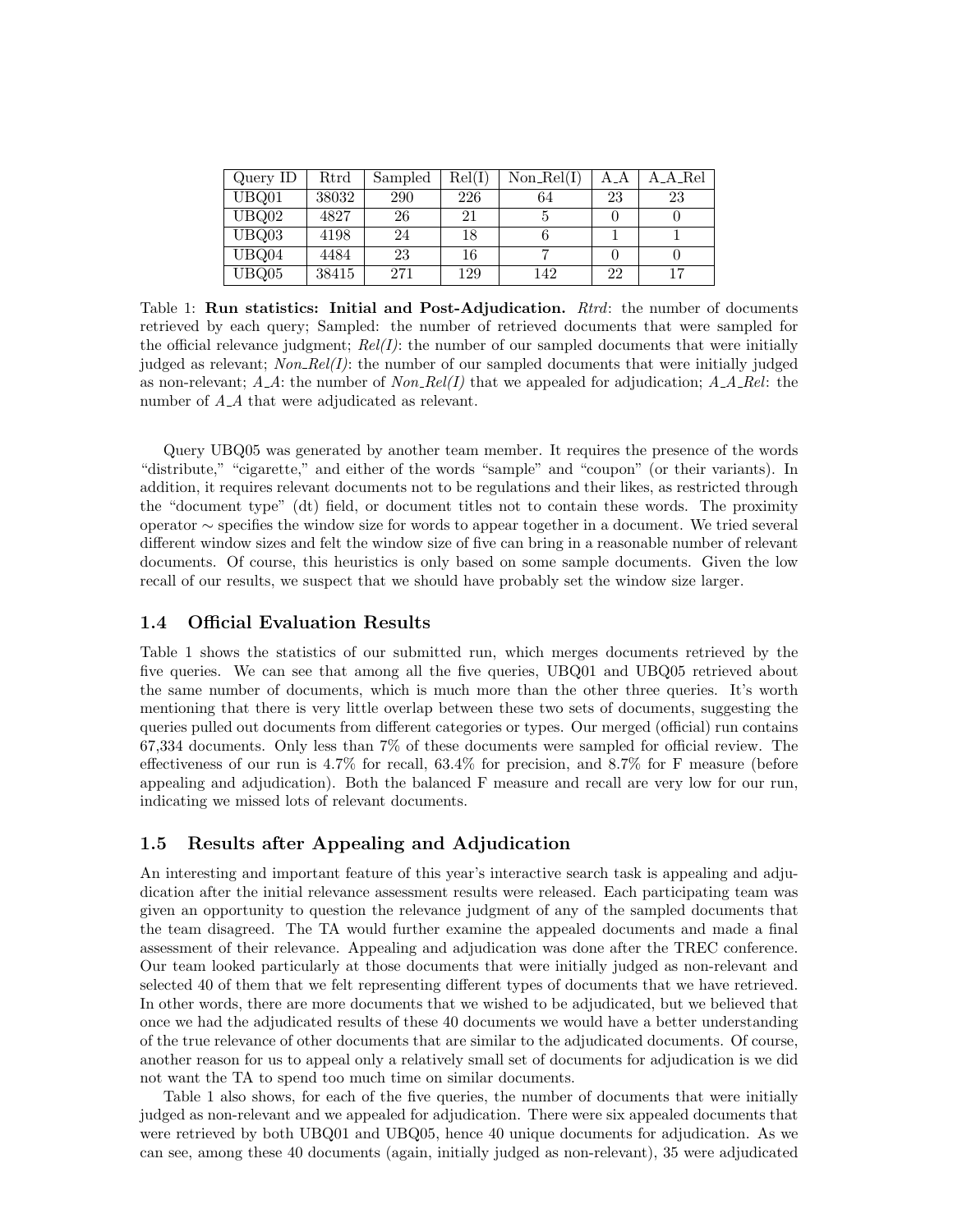| Query ID | Rtrd | Sampled | Rel(I) | Non_Rel(I) | A_A | A_A_Rel |
|---|---|---|---|---|---|---|
| UBQ01 | 38032 | 290 | 226 | 64 | 23 | 23 |
| UBQ02 | 4827 | 26 | 21 | 5 | 0 | 0 |
| UBQ03 | 4198 | 24 | 18 | 6 | 1 | 1 |
| UBQ04 | 4484 | 23 | 16 | 7 | 0 | 0 |
| UBQ05 | 38415 | 271 | 129 | 142 | 22 | 17 |

Table 1: **Run statistics: Initial and Post-Adjudication.** *Rtrd*: the number of documents retrieved by each query; Sampled: the number of retrieved documents that were sampled for the official relevance judgment; *Rel(I)*: the number of our sampled documents that were initially judged as relevant; *Non_Rel(I)*: the number of our sampled documents that were initially judged as non-relevant; *A_A*: the number of *Non_Rel(I)* that we appealed for adjudication; *A_A_Rel*: the number of *A_A* that were adjudicated as relevant.

Query UBQ05 was generated by another team member. It requires the presence of the words "distribute," "cigarette," and either of the words "sample" and "coupon" (or their variants). In addition, it requires relevant documents not to be regulations and their likes, as restricted through the "document type" (dt) field, or document titles not to contain these words. The proximity operator $\sim$ specifies the window size for words to appear together in a document. We tried several different window sizes and felt the window size of five can bring in a reasonable number of relevant documents. Of course, this heuristics is only based on some sample documents. Given the low recall of our results, we suspect that we should have probably set the window size larger.

### 1.4 Official Evaluation Results

Table 1 shows the statistics of our submitted run, which merges documents retrieved by the five queries. We can see that among all the five queries, UBQ01 and UBQ05 retrieved about the same number of documents, which is much more than the other three queries. It's worth mentioning that there is very little overlap between these two sets of documents, suggesting the queries pulled out documents from different categories or types. Our merged (official) run contains 67,334 documents. Only less than 7% of these documents were sampled for official review. The effectiveness of our run is 4.7% for recall, 63.4% for precision, and 8.7% for F measure (before appealing and adjudication). Both the balanced F measure and recall are very low for our run, indicating we missed lots of relevant documents.

### 1.5 Results after Appealing and Adjudication

An interesting and important feature of this year's interactive search task is appealing and adjudication after the initial relevance assessment results were released. Each participating team was given an opportunity to question the relevance judgment of any of the sampled documents that the team disagreed. The TA would further examine the appealed documents and made a final assessment of their relevance. Appealing and adjudication was done after the TREC conference. Our team looked particularly at those documents that were initially judged as non-relevant and selected 40 of them that we felt representing different types of documents that we have retrieved. In other words, there are more documents that we wished to be adjudicated, but we believed that once we had the adjudicated results of these 40 documents we would have a better understanding of the true relevance of other documents that are similar to the adjudicated documents. Of course, another reason for us to appeal only a relatively small set of documents for adjudication is we did not want the TA to spend too much time on similar documents.

Table 1 also shows, for each of the five queries, the number of documents that were initially judged as non-relevant and we appealed for adjudication. There were six appealed documents that were retrieved by both UBQ01 and UBQ05, hence 40 unique documents for adjudication. As we can see, among these 40 documents (again, initially judged as non-relevant), 35 were adjudicated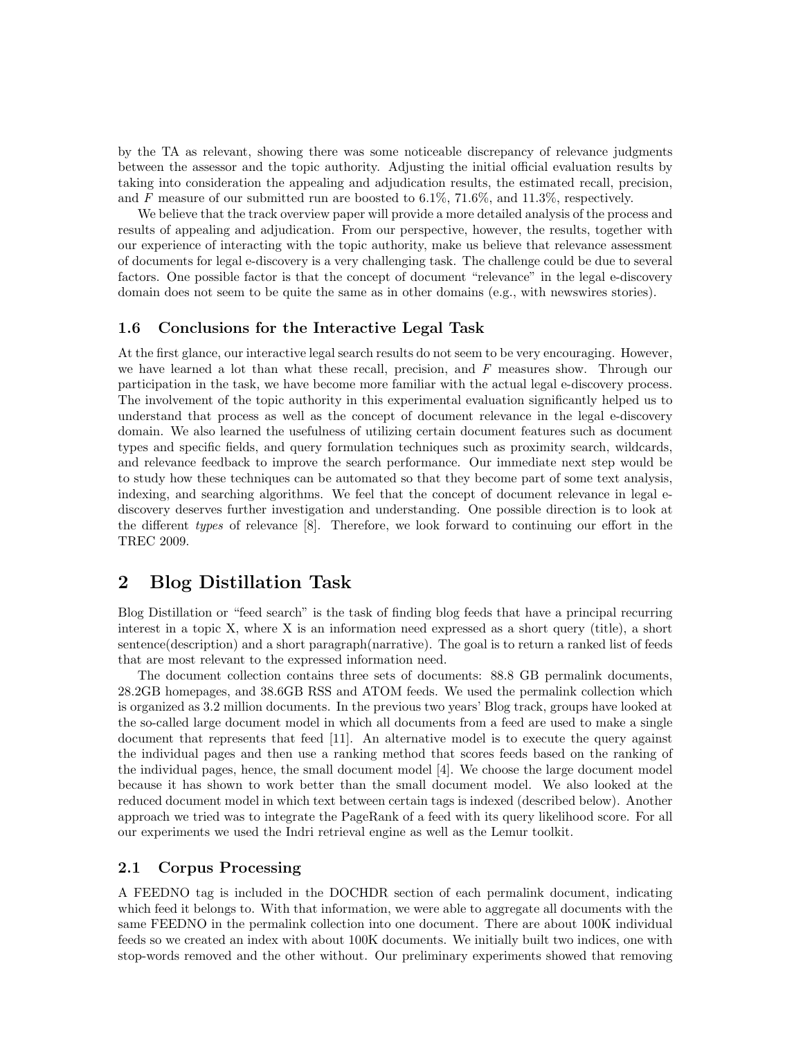by the TA as relevant, showing there was some noticeable discrepancy of relevance judgments between the assessor and the topic authority. Adjusting the initial official evaluation results by taking into consideration the appealing and adjudication results, the estimated recall, precision, and $F$ measure of our submitted run are boosted to 6.1%, 71.6%, and 11.3%, respectively.

We believe that the track overview paper will provide a more detailed analysis of the process and results of appealing and adjudication. From our perspective, however, the results, together with our experience of interacting with the topic authority, make us believe that relevance assessment of documents for legal e-discovery is a very challenging task. The challenge could be due to several factors. One possible factor is that the concept of document "relevance" in the legal e-discovery domain does not seem to be quite the same as in other domains (e.g., with newswires stories).

### 1.6 Conclusions for the Interactive Legal Task

At the first glance, our interactive legal search results do not seem to be very encouraging. However, we have learned a lot than what these recall, precision, and $F$ measures show. Through our participation in the task, we have become more familiar with the actual legal e-discovery process. The involvement of the topic authority in this experimental evaluation significantly helped us to understand that process as well as the concept of document relevance in the legal e-discovery domain. We also learned the usefulness of utilizing certain document features such as document types and specific fields, and query formulation techniques such as proximity search, wildcards, and relevance feedback to improve the search performance. Our immediate next step would be to study how these techniques can be automated so that they become part of some text analysis, indexing, and searching algorithms. We feel that the concept of document relevance in legal e-discovery deserves further investigation and understanding. One possible direction is to look at the different *types* of relevance [8]. Therefore, we look forward to continuing our effort in the TREC 2009.

## 2 Blog Distillation Task

Blog Distillation or "feed search" is the task of finding blog feeds that have a principal recurring interest in a topic X, where X is an information need expressed as a short query (title), a short sentence(description) and a short paragraph(narrative). The goal is to return a ranked list of feeds that are most relevant to the expressed information need.

The document collection contains three sets of documents: 88.8 GB permalink documents, 28.2GB homepages, and 38.6GB RSS and ATOM feeds. We used the permalink collection which is organized as 3.2 million documents. In the previous two years' Blog track, groups have looked at the so-called large document model in which all documents from a feed are used to make a single document that represents that feed [11]. An alternative model is to execute the query against the individual pages and then use a ranking method that scores feeds based on the ranking of the individual pages, hence, the small document model [4]. We choose the large document model because it has shown to work better than the small document model. We also looked at the reduced document model in which text between certain tags is indexed (described below). Another approach we tried was to integrate the PageRank of a feed with its query likelihood score. For all our experiments we used the Indri retrieval engine as well as the Lemur toolkit.

### 2.1 Corpus Processing

A FEEDNO tag is included in the DOCHDR section of each permalink document, indicating which feed it belongs to. With that information, we were able to aggregate all documents with the same FEEDNO in the permalink collection into one document. There are about 100K individual feeds so we created an index with about 100K documents. We initially built two indices, one with stop-words removed and the other without. Our preliminary experiments showed that removing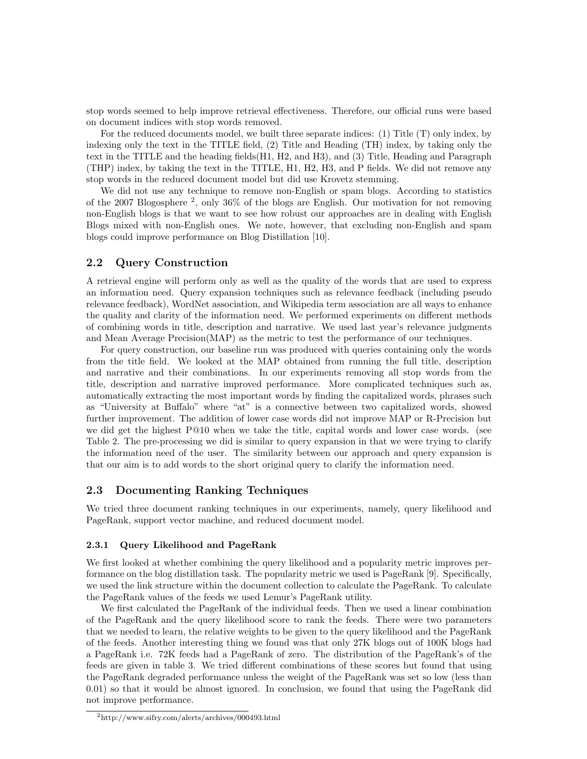stop words seemed to help improve retrieval effectiveness. Therefore, our official runs were based on document indices with stop words removed.

For the reduced documents model, we built three separate indices: (1) Title (T) only index, by indexing only the text in the TITLE field, (2) Title and Heading (TH) index, by taking only the text in the TITLE and the heading fields(H1, H2, and H3), and (3) Title, Heading and Paragraph (THP) index, by taking the text in the TITLE, H1, H2, H3, and P fields. We did not remove any stop words in the reduced document model but did use Krovetz stemming.

We did not use any technique to remove non-English or spam blogs. According to statistics of the 2007 Blogosphere [2], only 36% of the blogs are English. Our motivation for not removing non-English blogs is that we want to see how robust our approaches are in dealing with English Blogs mixed with non-English ones. We note, however, that excluding non-English and spam blogs could improve performance on Blog Distillation [10].

## 2.2 Query Construction

A retrieval engine will perform only as well as the quality of the words that are used to express an information need. Query expansion techniques such as relevance feedback (including pseudo relevance feedback), WordNet association, and Wikipedia term association are all ways to enhance the quality and clarity of the information need. We performed experiments on different methods of combining words in title, description and narrative. We used last year's relevance judgments and Mean Average Precision(MAP) as the metric to test the performance of our techniques.

For query construction, our baseline run was produced with queries containing only the words from the title field. We looked at the MAP obtained from running the full title, description and narrative and their combinations. In our experiments removing all stop words from the title, description and narrative improved performance. More complicated techniques such as, automatically extracting the most important words by finding the capitalized words, phrases such as "University at Buffalo" where "at" is a connective between two capitalized words, showed further improvement. The addition of lower case words did not improve MAP or R-Precision but we did get the highest P@10 when we take the title, capital words and lower case words. (see Table 2. The pre-processing we did is similar to query expansion in that we were trying to clarify the information need of the user. The similarity between our approach and query expansion is that our aim is to add words to the short original query to clarify the information need.

## 2.3 Documenting Ranking Techniques

We tried three document ranking techniques in our experiments, namely, query likelihood and PageRank, support vector machine, and reduced document model.

### 2.3.1 Query Likelihood and PageRank

We first looked at whether combining the query likelihood and a popularity metric improves performance on the blog distillation task. The popularity metric we used is PageRank [9]. Specifically, we used the link structure within the document collection to calculate the PageRank. To calculate the PageRank values of the feeds we used Lemur's PageRank utility.

We first calculated the PageRank of the individual feeds. Then we used a linear combination of the PageRank and the query likelihood score to rank the feeds. There were two parameters that we needed to learn, the relative weights to be given to the query likelihood and the PageRank of the feeds. Another interesting thing we found was that only 27K blogs out of 100K blogs had a PageRank i.e. 72K feeds had a PageRank of zero. The distribution of the PageRank's of the feeds are given in table 3. We tried different combinations of these scores but found that using the PageRank degraded performance unless the weight of the PageRank was set so low (less than 0.01) so that it would be almost ignored. In conclusion, we found that using the PageRank did not improve performance.

[2] http://www.sifry.com/alerts/archives/000493.html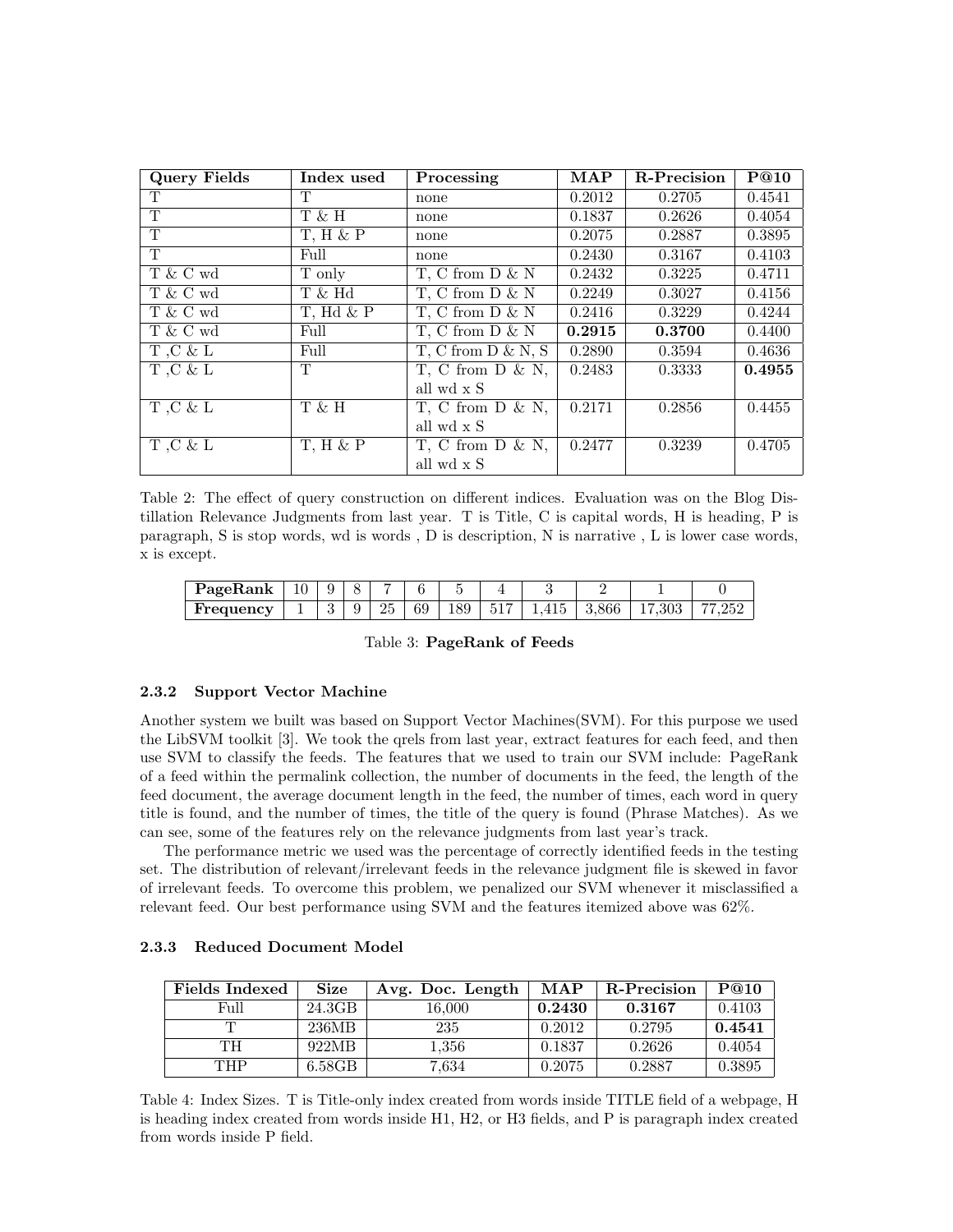| Query Fields | Index used | Processing | MAP | R-Precision | P@10 |
|---|---|---|---|---|---|
| T | T | none | 0.2012 | 0.2705 | 0.4541 |
| T | T & H | none | 0.1837 | 0.2626 | 0.4054 |
| T | T, H & P | none | 0.2075 | 0.2887 | 0.3895 |
| T | Full | none | 0.2430 | 0.3167 | 0.4103 |
| T & C wd | T only | T, C from D & N | 0.2432 | 0.3225 | 0.4711 |
| T & C wd | T & Hd | T, C from D & N | 0.2249 | 0.3027 | 0.4156 |
| T & C wd | T, Hd & P | T, C from D & N | 0.2416 | 0.3229 | 0.4244 |
| T & C wd | Full | T, C from D & N | **0.2915** | **0.3700** | 0.4400 |
| T ,C & L | Full | T, C from D & N, S | 0.2890 | 0.3594 | 0.4636 |
| T ,C & L | T | T, C from D & N, all wd x S | 0.2483 | 0.3333 | **0.4955** |
| T ,C & L | T & H | T, C from D & N, all wd x S | 0.2171 | 0.2856 | 0.4455 |
| T ,C & L | T, H & P | T, C from D & N, all wd x S | 0.2477 | 0.3239 | 0.4705 |

Table 2: The effect of query construction on different indices. Evaluation was on the Blog Distillation Relevance Judgments from last year. T is Title, C is capital words, H is heading, P is paragraph, S is stop words, wd is words , D is description, N is narrative , L is lower case words, x is except.

| PageRank | 10 | 9 | 8 | 7 | 6 | 5 | 4 | 3 | 2 | 1 | 0 |
|---|---|---|---|---|---|---|---|---|---|---|---|
| Frequency | 1 | 3 | 9 | 25 | 69 | 189 | 517 | 1,415 | 3,866 | 17,303 | 77,252 |

Table 3: **PageRank of Feeds**

### 2.3.2 Support Vector Machine

Another system we built was based on Support Vector Machines(SVM). For this purpose we used the LibSVM toolkit [3]. We took the qrels from last year, extract features for each feed, and then use SVM to classify the feeds. The features that we used to train our SVM include: PageRank of a feed within the permalink collection, the number of documents in the feed, the length of the feed document, the average document length in the feed, the number of times, each word in query title is found, and the number of times, the title of the query is found (Phrase Matches). As we can see, some of the features rely on the relevance judgments from last year's track.

The performance metric we used was the percentage of correctly identified feeds in the testing set. The distribution of relevant/irrelevant feeds in the relevance judgment file is skewed in favor of irrelevant feeds. To overcome this problem, we penalized our SVM whenever it misclassified a relevant feed. Our best performance using SVM and the features itemized above was 62%.

### 2.3.3 Reduced Document Model

| Fields Indexed | Size | Avg. Doc. Length | MAP | R-Precision | P@10 |
|---|---|---|---|---|---|
| Full | 24.3GB | 16,000 | **0.2430** | **0.3167** | 0.4103 |
| T | 236MB | 235 | 0.2012 | 0.2795 | **0.4541** |
| TH | 922MB | 1,356 | 0.1837 | 0.2626 | 0.4054 |
| THP | 6.58GB | 7,634 | 0.2075 | 0.2887 | 0.3895 |

Table 4: Index Sizes. T is Title-only index created from words inside TITLE field of a webpage, H is heading index created from words inside H1, H2, or H3 fields, and P is paragraph index created from words inside P field.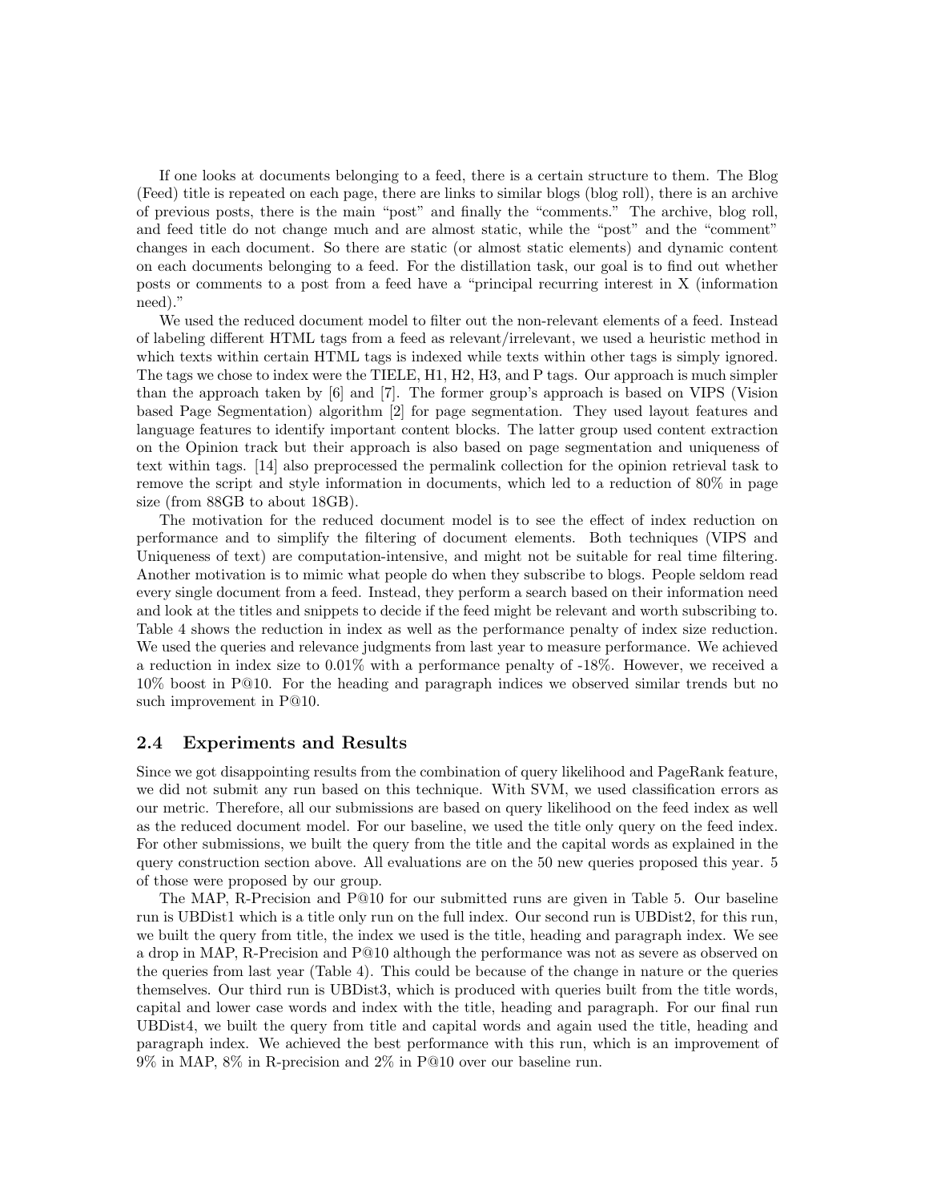If one looks at documents belonging to a feed, there is a certain structure to them. The Blog (Feed) title is repeated on each page, there are links to similar blogs (blog roll), there is an archive of previous posts, there is the main "post" and finally the "comments." The archive, blog roll, and feed title do not change much and are almost static, while the "post" and the "comment" changes in each document. So there are static (or almost static elements) and dynamic content on each documents belonging to a feed. For the distillation task, our goal is to find out whether posts or comments to a post from a feed have a "principal recurring interest in X (information need)."

We used the reduced document model to filter out the non-relevant elements of a feed. Instead of labeling different HTML tags from a feed as relevant/irrelevant, we used a heuristic method in which texts within certain HTML tags is indexed while texts within other tags is simply ignored. The tags we chose to index were the TIELE, H1, H2, H3, and P tags. Our approach is much simpler than the approach taken by [6] and [7]. The former group's approach is based on VIPS (Vision based Page Segmentation) algorithm [2] for page segmentation. They used layout features and language features to identify important content blocks. The latter group used content extraction on the Opinion track but their approach is also based on page segmentation and uniqueness of text within tags. [14] also preprocessed the permalink collection for the opinion retrieval task to remove the script and style information in documents, which led to a reduction of 80% in page size (from 88GB to about 18GB).

The motivation for the reduced document model is to see the effect of index reduction on performance and to simplify the filtering of document elements. Both techniques (VIPS and Uniqueness of text) are computation-intensive, and might not be suitable for real time filtering. Another motivation is to mimic what people do when they subscribe to blogs. People seldom read every single document from a feed. Instead, they perform a search based on their information need and look at the titles and snippets to decide if the feed might be relevant and worth subscribing to. Table 4 shows the reduction in index as well as the performance penalty of index size reduction. We used the queries and relevance judgments from last year to measure performance. We achieved a reduction in index size to 0.01% with a performance penalty of -18%. However, we received a 10% boost in P@10. For the heading and paragraph indices we observed similar trends but no such improvement in P@10.

### 2.4 Experiments and Results

Since we got disappointing results from the combination of query likelihood and PageRank feature, we did not submit any run based on this technique. With SVM, we used classification errors as our metric. Therefore, all our submissions are based on query likelihood on the feed index as well as the reduced document model. For our baseline, we used the title only query on the feed index. For other submissions, we built the query from the title and the capital words as explained in the query construction section above. All evaluations are on the 50 new queries proposed this year. 5 of those were proposed by our group.

The MAP, R-Precision and P@10 for our submitted runs are given in Table 5. Our baseline run is UBDist1 which is a title only run on the full index. Our second run is UBDist2, for this run, we built the query from title, the index we used is the title, heading and paragraph index. We see a drop in MAP, R-Precision and P@10 although the performance was not as severe as observed on the queries from last year (Table 4). This could be because of the change in nature or the queries themselves. Our third run is UBDist3, which is produced with queries built from the title words, capital and lower case words and index with the title, heading and paragraph. For our final run UBDist4, we built the query from title and capital words and again used the title, heading and paragraph index. We achieved the best performance with this run, which is an improvement of 9% in MAP, 8% in R-precision and 2% in P@10 over our baseline run.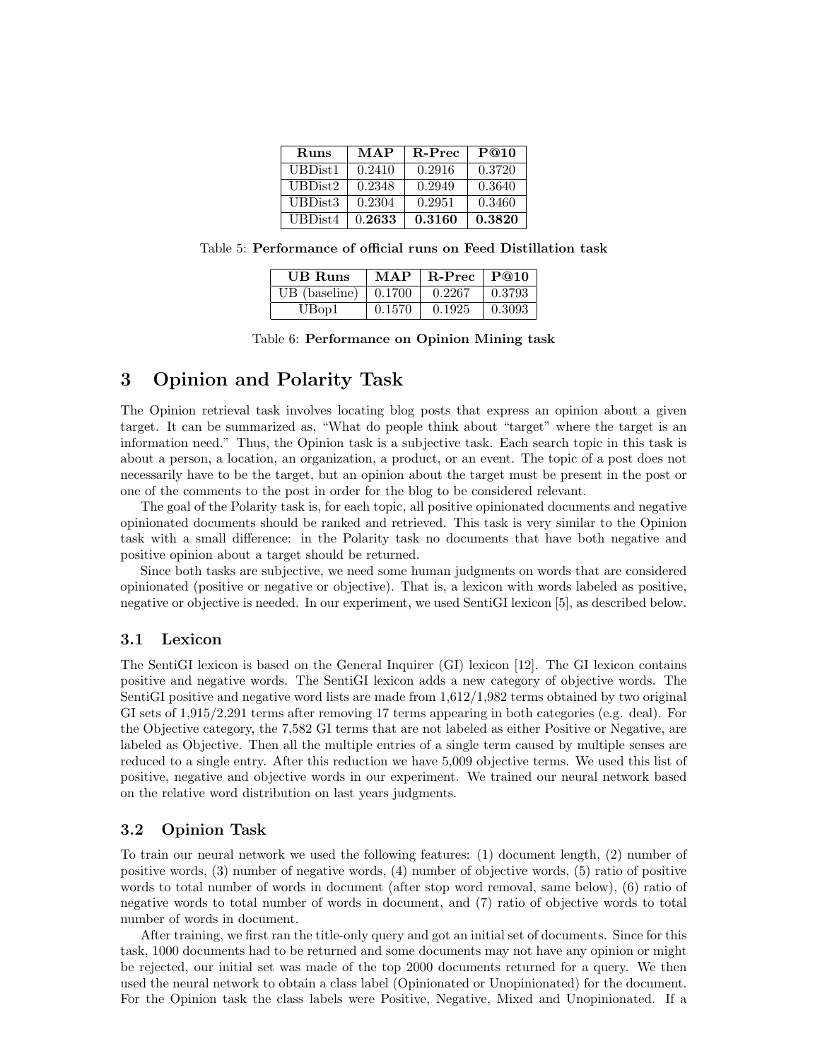| Runs | MAP | R-Prec | P@10 |
|---|---|---|---|
| UBDist1 | 0.2410 | 0.2916 | 0.3720 |
| UBDist2 | 0.2348 | 0.2949 | 0.3640 |
| UBDist3 | 0.2304 | 0.2951 | 0.3460 |
| UBDist4 | 0.**2633** | **0.3160** | **0.3820** |

Table 5: **Performance of official runs on Feed Distillation task**

| UB Runs | MAP | R-Prec | P@10 |
|---|---|---|---|
| UB (baseline) | 0.1700 | 0.2267 | 0.3793 |
| UBop1 | 0.1570 | 0.1925 | 0.3093 |

Table 6: **Performance on Opinion Mining task**

# 3 Opinion and Polarity Task

The Opinion retrieval task involves locating blog posts that express an opinion about a given target. It can be summarized as, "What do people think about "target" where the target is an information need." Thus, the Opinion task is a subjective task. Each search topic in this task is about a person, a location, an organization, a product, or an event. The topic of a post does not necessarily have to be the target, but an opinion about the target must be present in the post or one of the comments to the post in order for the blog to be considered relevant.

The goal of the Polarity task is, for each topic, all positive opinionated documents and negative opinionated documents should be ranked and retrieved. This task is very similar to the Opinion task with a small difference: in the Polarity task no documents that have both negative and positive opinion about a target should be returned.

Since both tasks are subjective, we need some human judgments on words that are considered opinionated (positive or negative or objective). That is, a lexicon with words labeled as positive, negative or objective is needed. In our experiment, we used SentiGI lexicon [5], as described below.

## 3.1 Lexicon

The SentiGI lexicon is based on the General Inquirer (GI) lexicon [12]. The GI lexicon contains positive and negative words. The SentiGI lexicon adds a new category of objective words. The SentiGI positive and negative word lists are made from 1,612/1,982 terms obtained by two original GI sets of 1,915/2,291 terms after removing 17 terms appearing in both categories (e.g. deal). For the Objective category, the 7,582 GI terms that are not labeled as either Positive or Negative, are labeled as Objective. Then all the multiple entries of a single term caused by multiple senses are reduced to a single entry. After this reduction we have 5,009 objective terms. We used this list of positive, negative and objective words in our experiment. We trained our neural network based on the relative word distribution on last years judgments.

## 3.2 Opinion Task

To train our neural network we used the following features: (1) document length, (2) number of positive words, (3) number of negative words, (4) number of objective words, (5) ratio of positive words to total number of words in document (after stop word removal, same below), (6) ratio of negative words to total number of words in document, and (7) ratio of objective words to total number of words in document.

After training, we first ran the title-only query and got an initial set of documents. Since for this task, 1000 documents had to be returned and some documents may not have any opinion or might be rejected, our initial set was made of the top 2000 documents returned for a query. We then used the neural network to obtain a class label (Opinionated or Unopinionated) for the document. For the Opinion task the class labels were Positive, Negative, Mixed and Unopinionated. If a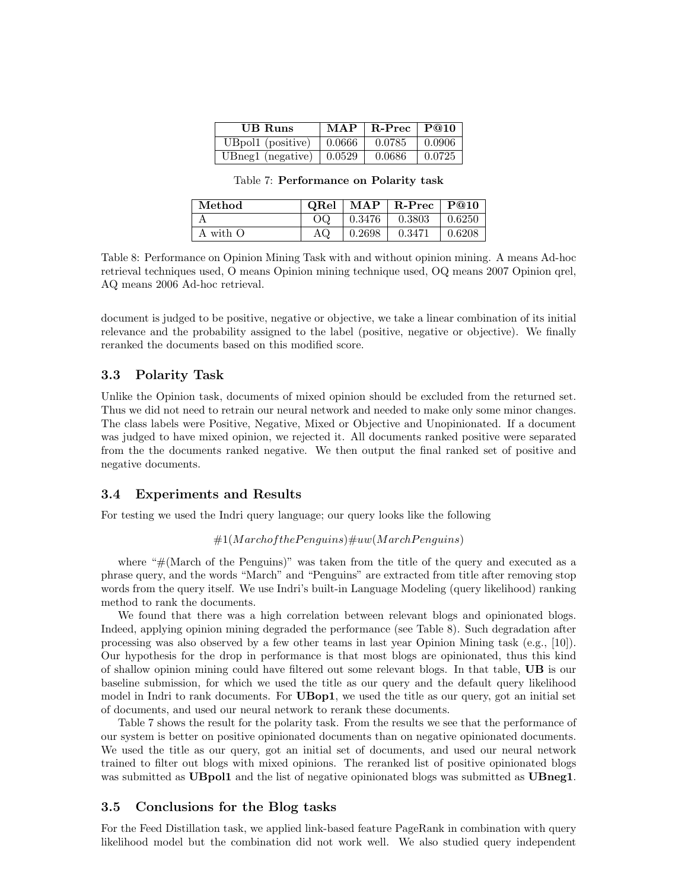| UB Runs | MAP | R-Prec | P@10 |
| --- | --- | --- | --- |
| UBpol1 (positive) | 0.0666 | 0.0785 | 0.0906 |
| UBneg1 (negative) | 0.0529 | 0.0686 | 0.0725 |

Table 7: **Performance on Polarity task**

| Method | QRel | MAP | R-Prec | P@10 |
| --- | --- | --- | --- | --- |
| A | OQ | 0.3476 | 0.3803 | 0.6250 |
| A with O | AQ | 0.2698 | 0.3471 | 0.6208 |

Table 8: Performance on Opinion Mining Task with and without opinion mining. A means Ad-hoc retrieval techniques used, O means Opinion mining technique used, OQ means 2007 Opinion qrel, AQ means 2006 Ad-hoc retrieval.

document is judged to be positive, negative or objective, we take a linear combination of its initial relevance and the probability assigned to the label (positive, negative or objective). We finally reranked the documents based on this modified score.

### 3.3 Polarity Task

Unlike the Opinion task, documents of mixed opinion should be excluded from the returned set. Thus we did not need to retrain our neural network and needed to make only some minor changes. The class labels were Positive, Negative, Mixed or Objective and Unopinionated. If a document was judged to have mixed opinion, we rejected it. All documents ranked positive were separated from the the documents ranked negative. We then output the final ranked set of positive and negative documents.

### 3.4 Experiments and Results

For testing we used the Indri query language; our query looks like the following

$$\#1(MarchofthePenguins)\#uw(MarchPenguins)$$

where "#(March of the Penguins)" was taken from the title of the query and executed as a phrase query, and the words "March" and "Penguins" are extracted from title after removing stop words from the query itself. We use Indri's built-in Language Modeling (query likelihood) ranking method to rank the documents.

We found that there was a high correlation between relevant blogs and opinionated blogs. Indeed, applying opinion mining degraded the performance (see Table 8). Such degradation after processing was also observed by a few other teams in last year Opinion Mining task (e.g., [10]). Our hypothesis for the drop in performance is that most blogs are opinionated, thus this kind of shallow opinion mining could have filtered out some relevant blogs. In that table, **UB** is our baseline submission, for which we used the title as our query and the default query likelihood model in Indri to rank documents. For **UBop1**, we used the title as our query, got an initial set of documents, and used our neural network to rerank these documents.

Table 7 shows the result for the polarity task. From the results we see that the performance of our system is better on positive opinionated documents than on negative opinionated documents. We used the title as our query, got an initial set of documents, and used our neural network trained to filter out blogs with mixed opinions. The reranked list of positive opinionated blogs was submitted as **UBpol1** and the list of negative opinionated blogs was submitted as **UBneg1**.

### 3.5 Conclusions for the Blog tasks

For the Feed Distillation task, we applied link-based feature PageRank in combination with query likelihood model but the combination did not work well. We also studied query independent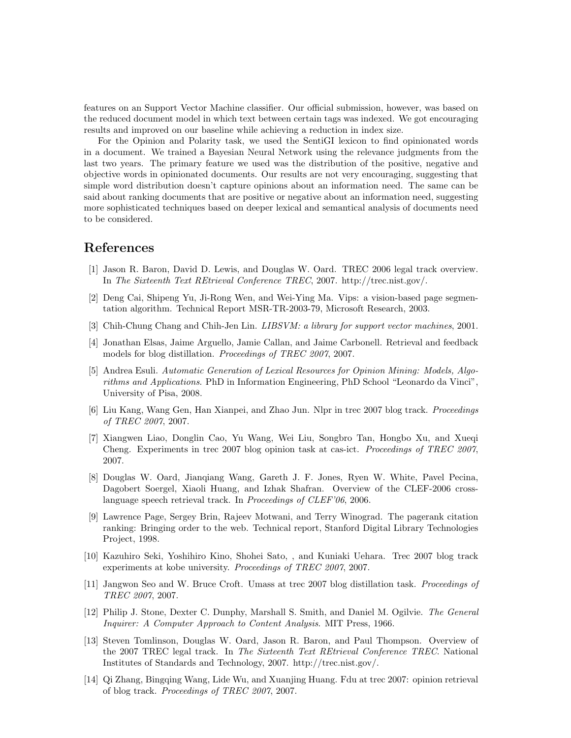features on an Support Vector Machine classifier. Our official submission, however, was based on the reduced document model in which text between certain tags was indexed. We got encouraging results and improved on our baseline while achieving a reduction in index size.

For the Opinion and Polarity task, we used the SentiGI lexicon to find opinionated words in a document. We trained a Bayesian Neural Network using the relevance judgments from the last two years. The primary feature we used was the distribution of the positive, negative and objective words in opinionated documents. Our results are not very encouraging, suggesting that simple word distribution doesn't capture opinions about an information need. The same can be said about ranking documents that are positive or negative about an information need, suggesting more sophisticated techniques based on deeper lexical and semantical analysis of documents need to be considered.

## References

[1] Jason R. Baron, David D. Lewis, and Douglas W. Oard. TREC 2006 legal track overview. In *The Sixteenth Text REtrieval Conference TREC*, 2007. http://trec.nist.gov/.

[2] Deng Cai, Shipeng Yu, Ji-Rong Wen, and Wei-Ying Ma. Vips: a vision-based page segmentation algorithm. Technical Report MSR-TR-2003-79, Microsoft Research, 2003.

[3] Chih-Chung Chang and Chih-Jen Lin. *LIBSVM: a library for support vector machines*, 2001.

[4] Jonathan Elsas, Jaime Arguello, Jamie Callan, and Jaime Carbonell. Retrieval and feedback models for blog distillation. *Proceedings of TREC 2007*, 2007.

[5] Andrea Esuli. *Automatic Generation of Lexical Resources for Opinion Mining: Models, Algorithms and Applications*. PhD in Information Engineering, PhD School "Leonardo da Vinci", University of Pisa, 2008.

[6] Liu Kang, Wang Gen, Han Xianpei, and Zhao Jun. Nlpr in trec 2007 blog track. *Proceedings of TREC 2007*, 2007.

[7] Xiangwen Liao, Donglin Cao, Yu Wang, Wei Liu, Songbro Tan, Hongbo Xu, and Xueqi Cheng. Experiments in trec 2007 blog opinion task at cas-ict. *Proceedings of TREC 2007*, 2007.

[8] Douglas W. Oard, Jianqiang Wang, Gareth J. F. Jones, Ryen W. White, Pavel Pecina, Dagobert Soergel, Xiaoli Huang, and Izhak Shafran. Overview of the CLEF-2006 cross-language speech retrieval track. In *Proceedings of CLEF'06*, 2006.

[9] Lawrence Page, Sergey Brin, Rajeev Motwani, and Terry Winograd. The pagerank citation ranking: Bringing order to the web. Technical report, Stanford Digital Library Technologies Project, 1998.

[10] Kazuhiro Seki, Yoshihiro Kino, Shohei Sato, , and Kuniaki Uehara. Trec 2007 blog track experiments at kobe university. *Proceedings of TREC 2007*, 2007.

[11] Jangwon Seo and W. Bruce Croft. Umass at trec 2007 blog distillation task. *Proceedings of TREC 2007*, 2007.

[12] Philip J. Stone, Dexter C. Dunphy, Marshall S. Smith, and Daniel M. Ogilvie. *The General Inquirer: A Computer Approach to Content Analysis*. MIT Press, 1966.

[13] Steven Tomlinson, Douglas W. Oard, Jason R. Baron, and Paul Thompson. Overview of the 2007 TREC legal track. In *The Sixteenth Text REtrieval Conference TREC*. National Institutes of Standards and Technology, 2007. http://trec.nist.gov/.

[14] Qi Zhang, Bingqing Wang, Lide Wu, and Xuanjing Huang. Fdu at trec 2007: opinion retrieval of blog track. *Proceedings of TREC 2007*, 2007.